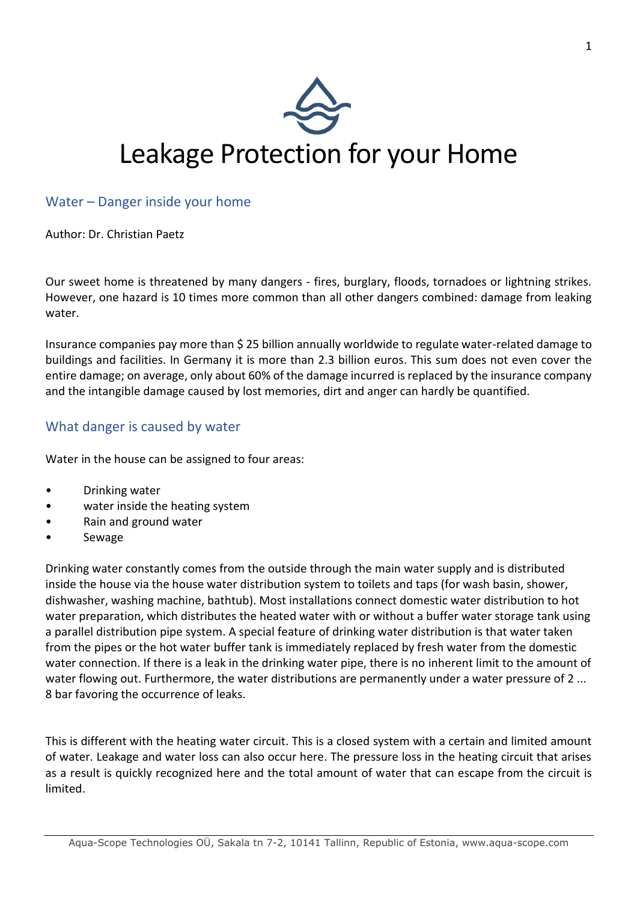# Leakage Protection for your Home

## Water – Danger inside your home

Author: Dr. Christian Paetz

Our sweet home is threatened by many dangers - fires, burglary, floods, tornadoes or lightning strikes. However, one hazard is 10 times more common than all other dangers combined: damage from leaking water.

Insurance companies pay more than $ 25 billion annually worldwide to regulate water-related damage to buildings and facilities. In Germany it is more than 2.3 billion euros. This sum does not even cover the entire damage; on average, only about 60% of the damage incurred is replaced by the insurance company and the intangible damage caused by lost memories, dirt and anger can hardly be quantified.

## What danger is caused by water

Water in the house can be assigned to four areas:

- Drinking water
- water inside the heating system
- Rain and ground water
- Sewage

Drinking water constantly comes from the outside through the main water supply and is distributed inside the house via the house water distribution system to toilets and taps (for wash basin, shower, dishwasher, washing machine, bathtub). Most installations connect domestic water distribution to hot water preparation, which distributes the heated water with or without a buffer water storage tank using a parallel distribution pipe system. A special feature of drinking water distribution is that water taken from the pipes or the hot water buffer tank is immediately replaced by fresh water from the domestic water connection. If there is a leak in the drinking water pipe, there is no inherent limit to the amount of water flowing out. Furthermore, the water distributions are permanently under a water pressure of 2 ... 8 bar favoring the occurrence of leaks.

This is different with the heating water circuit. This is a closed system with a certain and limited amount of water. Leakage and water loss can also occur here. The pressure loss in the heating circuit that arises as a result is quickly recognized here and the total amount of water that can escape from the circuit is limited.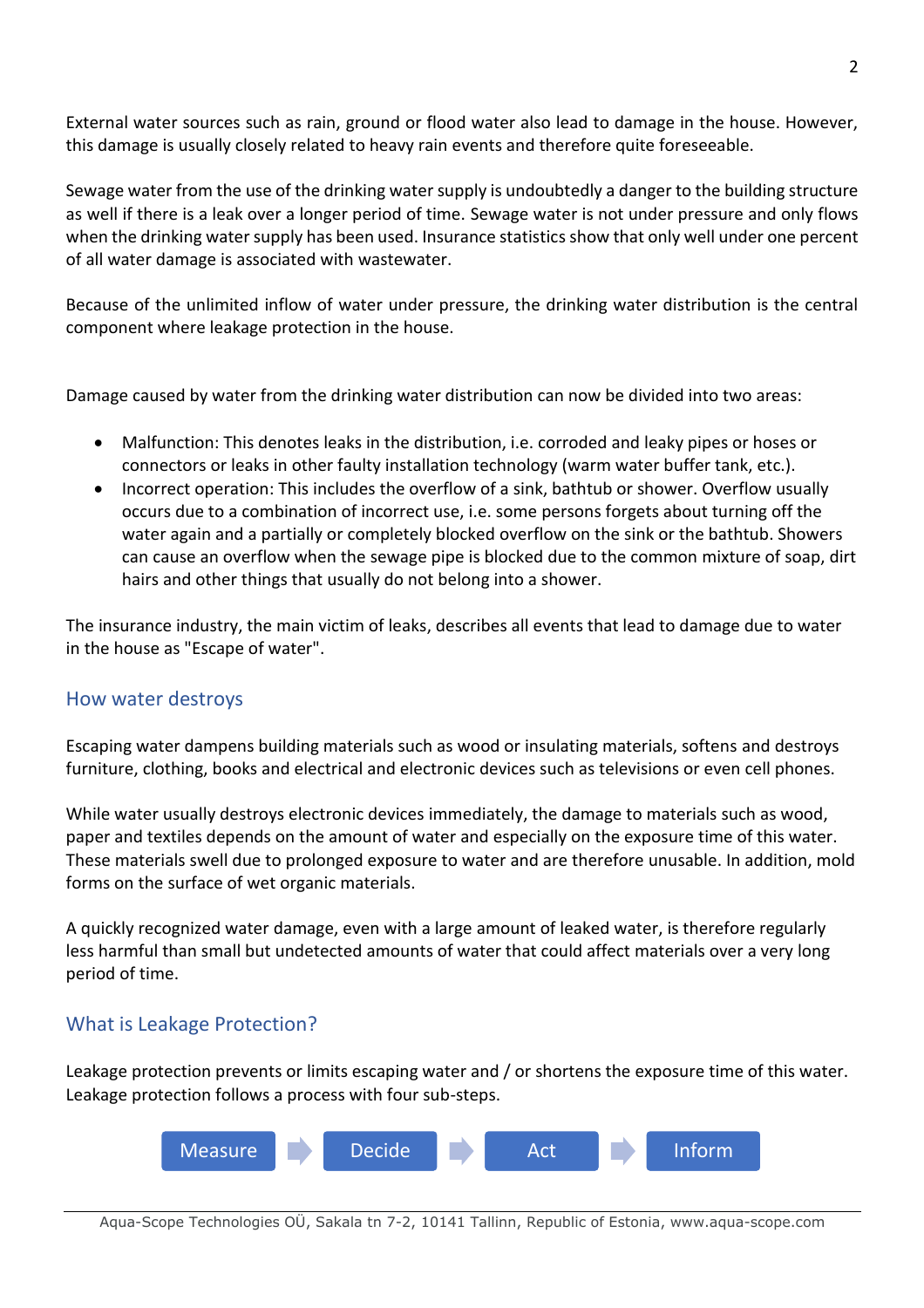External water sources such as rain, ground or flood water also lead to damage in the house. However, this damage is usually closely related to heavy rain events and therefore quite foreseeable.

Sewage water from the use of the drinking water supply is undoubtedly a danger to the building structure as well if there is a leak over a longer period of time. Sewage water is not under pressure and only flows when the drinking water supply has been used. Insurance statistics show that only well under one percent of all water damage is associated with wastewater.

Because of the unlimited inflow of water under pressure, the drinking water distribution is the central component where leakage protection in the house.

Damage caused by water from the drinking water distribution can now be divided into two areas:

- Malfunction: This denotes leaks in the distribution, i.e. corroded and leaky pipes or hoses or connectors or leaks in other faulty installation technology (warm water buffer tank, etc.).
- Incorrect operation: This includes the overflow of a sink, bathtub or shower. Overflow usually occurs due to a combination of incorrect use, i.e. some persons forgets about turning off the water again and a partially or completely blocked overflow on the sink or the bathtub. Showers can cause an overflow when the sewage pipe is blocked due to the common mixture of soap, dirt hairs and other things that usually do not belong into a shower.

The insurance industry, the main victim of leaks, describes all events that lead to damage due to water in the house as "Escape of water".

## How water destroys

Escaping water dampens building materials such as wood or insulating materials, softens and destroys furniture, clothing, books and electrical and electronic devices such as televisions or even cell phones.

While water usually destroys electronic devices immediately, the damage to materials such as wood, paper and textiles depends on the amount of water and especially on the exposure time of this water. These materials swell due to prolonged exposure to water and are therefore unusable. In addition, mold forms on the surface of wet organic materials.

A quickly recognized water damage, even with a large amount of leaked water, is therefore regularly less harmful than small but undetected amounts of water that could affect materials over a very long period of time.

## What is Leakage Protection?

Leakage protection prevents or limits escaping water and / or shortens the exposure time of this water. Leakage protection follows a process with four sub-steps.

Measure → Decide → Act → Inform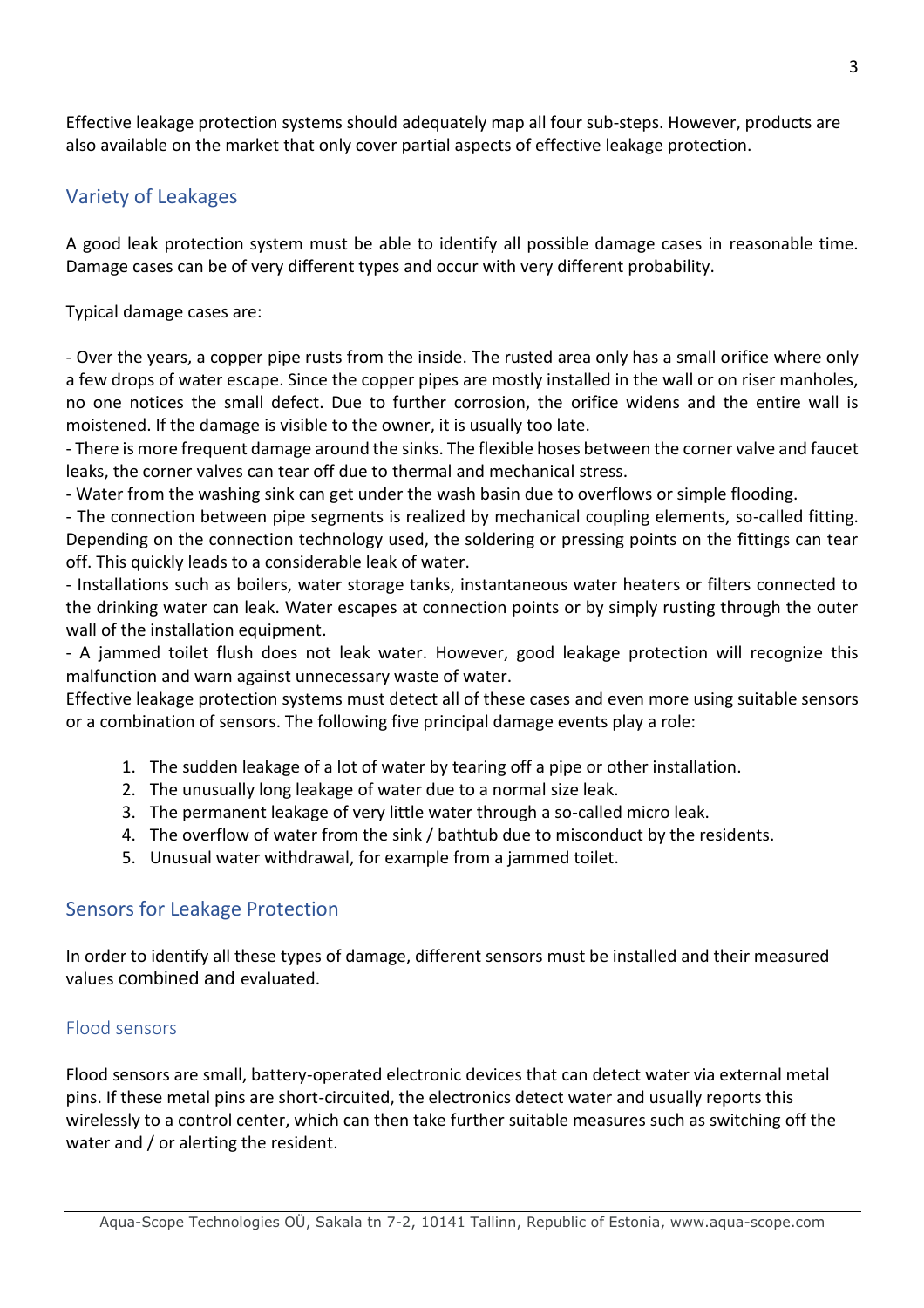Effective leakage protection systems should adequately map all four sub-steps. However, products are also available on the market that only cover partial aspects of effective leakage protection.

## Variety of Leakages

A good leak protection system must be able to identify all possible damage cases in reasonable time. Damage cases can be of very different types and occur with very different probability.

Typical damage cases are:

- Over the years, a copper pipe rusts from the inside. The rusted area only has a small orifice where only a few drops of water escape. Since the copper pipes are mostly installed in the wall or on riser manholes, no one notices the small defect. Due to further corrosion, the orifice widens and the entire wall is moistened. If the damage is visible to the owner, it is usually too late.
- There is more frequent damage around the sinks. The flexible hoses between the corner valve and faucet leaks, the corner valves can tear off due to thermal and mechanical stress.
- Water from the washing sink can get under the wash basin due to overflows or simple flooding.
- The connection between pipe segments is realized by mechanical coupling elements, so-called fitting. Depending on the connection technology used, the soldering or pressing points on the fittings can tear off. This quickly leads to a considerable leak of water.
- Installations such as boilers, water storage tanks, instantaneous water heaters or filters connected to the drinking water can leak. Water escapes at connection points or by simply rusting through the outer wall of the installation equipment.
- A jammed toilet flush does not leak water. However, good leakage protection will recognize this malfunction and warn against unnecessary waste of water.

Effective leakage protection systems must detect all of these cases and even more using suitable sensors or a combination of sensors. The following five principal damage events play a role:

1. The sudden leakage of a lot of water by tearing off a pipe or other installation.
2. The unusually long leakage of water due to a normal size leak.
3. The permanent leakage of very little water through a so-called micro leak.
4. The overflow of water from the sink / bathtub due to misconduct by the residents.
5. Unusual water withdrawal, for example from a jammed toilet.

## Sensors for Leakage Protection

In order to identify all these types of damage, different sensors must be installed and their measured values combined and evaluated.

### Flood sensors

Flood sensors are small, battery-operated electronic devices that can detect water via external metal pins. If these metal pins are short-circuited, the electronics detect water and usually reports this wirelessly to a control center, which can then take further suitable measures such as switching off the water and / or alerting the resident.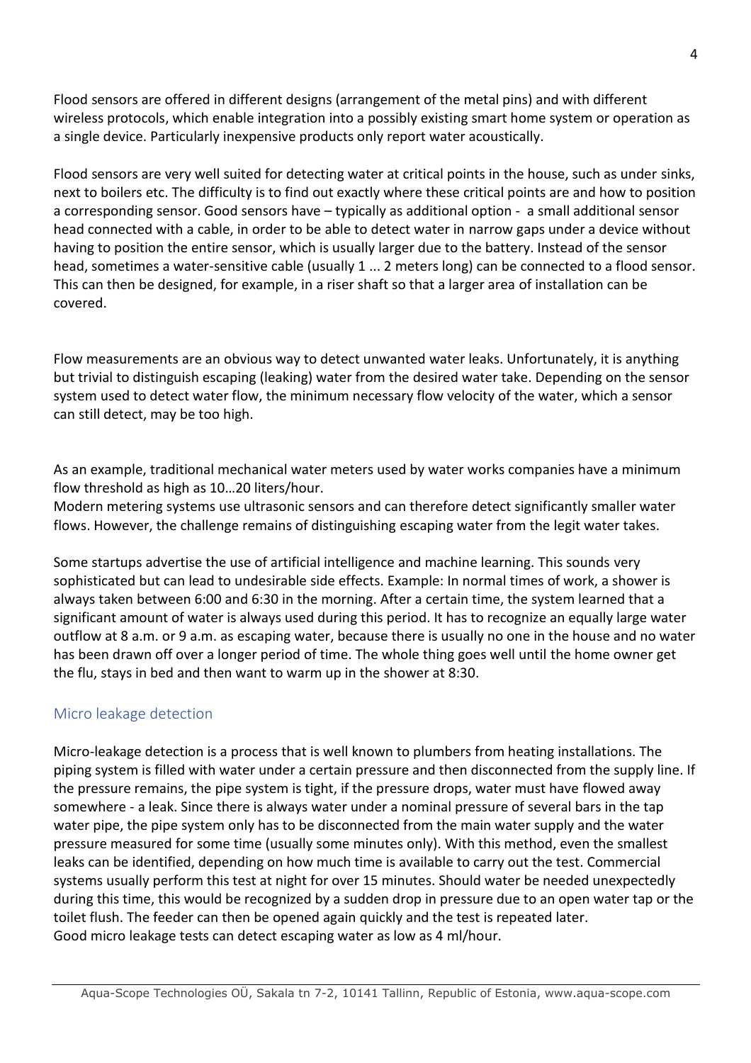Flood sensors are offered in different designs (arrangement of the metal pins) and with different wireless protocols, which enable integration into a possibly existing smart home system or operation as a single device. Particularly inexpensive products only report water acoustically.

Flood sensors are very well suited for detecting water at critical points in the house, such as under sinks, next to boilers etc. The difficulty is to find out exactly where these critical points are and how to position a corresponding sensor. Good sensors have – typically as additional option - a small additional sensor head connected with a cable, in order to be able to detect water in narrow gaps under a device without having to position the entire sensor, which is usually larger due to the battery. Instead of the sensor head, sometimes a water-sensitive cable (usually 1 ... 2 meters long) can be connected to a flood sensor. This can then be designed, for example, in a riser shaft so that a larger area of installation can be covered.

Flow measurements are an obvious way to detect unwanted water leaks. Unfortunately, it is anything but trivial to distinguish escaping (leaking) water from the desired water take. Depending on the sensor system used to detect water flow, the minimum necessary flow velocity of the water, which a sensor can still detect, may be too high.

As an example, traditional mechanical water meters used by water works companies have a minimum flow threshold as high as 10…20 liters/hour.
Modern metering systems use ultrasonic sensors and can therefore detect significantly smaller water flows. However, the challenge remains of distinguishing escaping water from the legit water takes.

Some startups advertise the use of artificial intelligence and machine learning. This sounds very sophisticated but can lead to undesirable side effects. Example: In normal times of work, a shower is always taken between 6:00 and 6:30 in the morning. After a certain time, the system learned that a significant amount of water is always used during this period. It has to recognize an equally large water outflow at 8 a.m. or 9 a.m. as escaping water, because there is usually no one in the house and no water has been drawn off over a longer period of time. The whole thing goes well until the home owner get the flu, stays in bed and then want to warm up in the shower at 8:30.

## Micro leakage detection

Micro-leakage detection is a process that is well known to plumbers from heating installations. The piping system is filled with water under a certain pressure and then disconnected from the supply line. If the pressure remains, the pipe system is tight, if the pressure drops, water must have flowed away somewhere - a leak. Since there is always water under a nominal pressure of several bars in the tap water pipe, the pipe system only has to be disconnected from the main water supply and the water pressure measured for some time (usually some minutes only). With this method, even the smallest leaks can be identified, depending on how much time is available to carry out the test. Commercial systems usually perform this test at night for over 15 minutes. Should water be needed unexpectedly during this time, this would be recognized by a sudden drop in pressure due to an open water tap or the toilet flush. The feeder can then be opened again quickly and the test is repeated later.
Good micro leakage tests can detect escaping water as low as 4 ml/hour.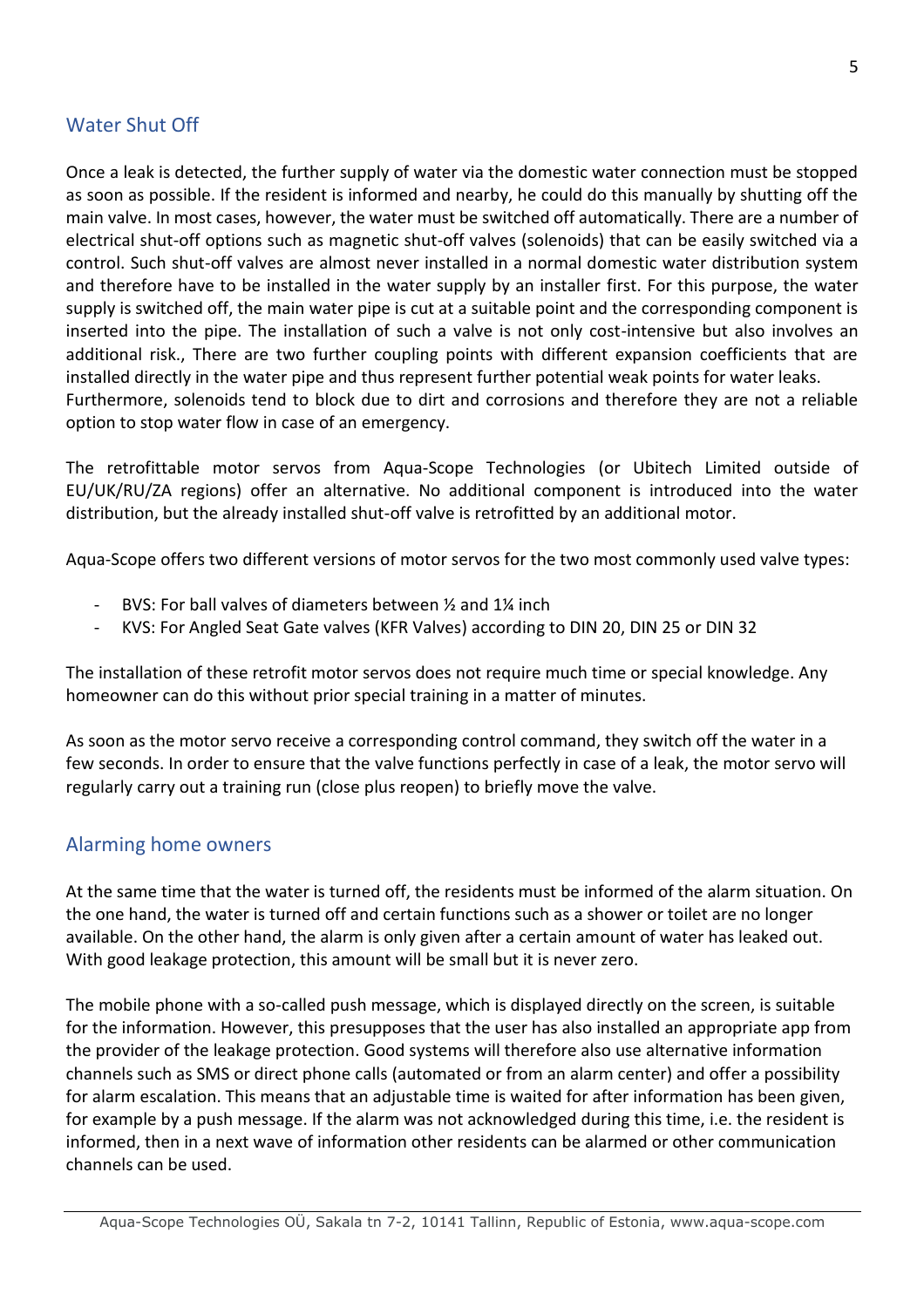## Water Shut Off

Once a leak is detected, the further supply of water via the domestic water connection must be stopped as soon as possible. If the resident is informed and nearby, he could do this manually by shutting off the main valve. In most cases, however, the water must be switched off automatically. There are a number of electrical shut-off options such as magnetic shut-off valves (solenoids) that can be easily switched via a control. Such shut-off valves are almost never installed in a normal domestic water distribution system and therefore have to be installed in the water supply by an installer first. For this purpose, the water supply is switched off, the main water pipe is cut at a suitable point and the corresponding component is inserted into the pipe. The installation of such a valve is not only cost-intensive but also involves an additional risk., There are two further coupling points with different expansion coefficients that are installed directly in the water pipe and thus represent further potential weak points for water leaks.
Furthermore, solenoids tend to block due to dirt and corrosions and therefore they are not a reliable option to stop water flow in case of an emergency.

The retrofittable motor servos from Aqua-Scope Technologies (or Ubitech Limited outside of EU/UK/RU/ZA regions) offer an alternative. No additional component is introduced into the water distribution, but the already installed shut-off valve is retrofitted by an additional motor.

Aqua-Scope offers two different versions of motor servos for the two most commonly used valve types:

- BVS: For ball valves of diameters between ½ and 1¼ inch
- KVS: For Angled Seat Gate valves (KFR Valves) according to DIN 20, DIN 25 or DIN 32

The installation of these retrofit motor servos does not require much time or special knowledge. Any homeowner can do this without prior special training in a matter of minutes.

As soon as the motor servo receive a corresponding control command, they switch off the water in a few seconds. In order to ensure that the valve functions perfectly in case of a leak, the motor servo will regularly carry out a training run (close plus reopen) to briefly move the valve.

## Alarming home owners

At the same time that the water is turned off, the residents must be informed of the alarm situation. On the one hand, the water is turned off and certain functions such as a shower or toilet are no longer available. On the other hand, the alarm is only given after a certain amount of water has leaked out. With good leakage protection, this amount will be small but it is never zero.

The mobile phone with a so-called push message, which is displayed directly on the screen, is suitable for the information. However, this presupposes that the user has also installed an appropriate app from the provider of the leakage protection. Good systems will therefore also use alternative information channels such as SMS or direct phone calls (automated or from an alarm center) and offer a possibility for alarm escalation. This means that an adjustable time is waited for after information has been given, for example by a push message. If the alarm was not acknowledged during this time, i.e. the resident is informed, then in a next wave of information other residents can be alarmed or other communication channels can be used.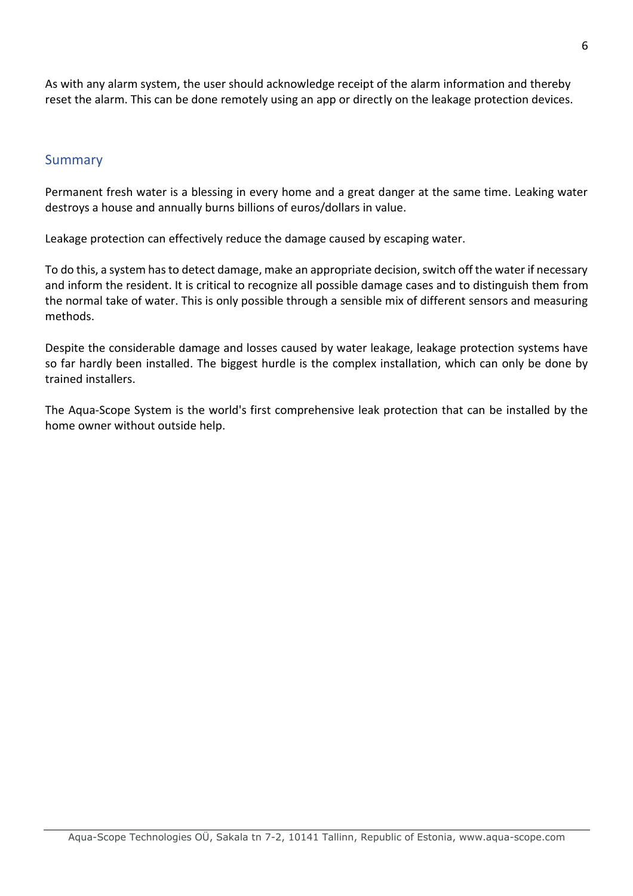As with any alarm system, the user should acknowledge receipt of the alarm information and thereby reset the alarm. This can be done remotely using an app or directly on the leakage protection devices.

## Summary

Permanent fresh water is a blessing in every home and a great danger at the same time. Leaking water destroys a house and annually burns billions of euros/dollars in value.

Leakage protection can effectively reduce the damage caused by escaping water.

To do this, a system has to detect damage, make an appropriate decision, switch off the water if necessary and inform the resident. It is critical to recognize all possible damage cases and to distinguish them from the normal take of water. This is only possible through a sensible mix of different sensors and measuring methods.

Despite the considerable damage and losses caused by water leakage, leakage protection systems have so far hardly been installed. The biggest hurdle is the complex installation, which can only be done by trained installers.

The Aqua-Scope System is the world's first comprehensive leak protection that can be installed by the home owner without outside help.